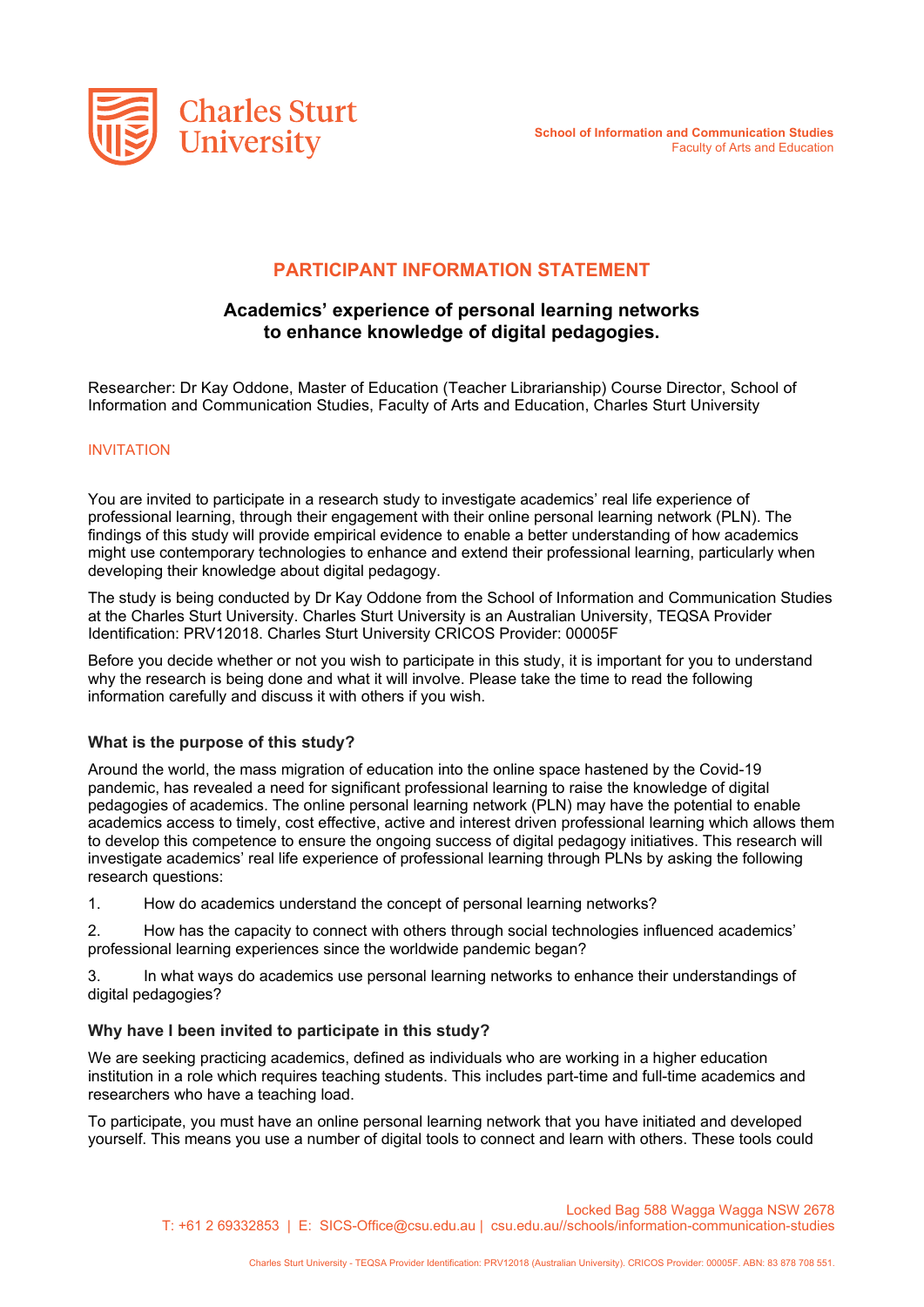School of Information and Communication Studies
Faculty of Arts and Education

# PARTICIPANT INFORMATION STATEMENT

## Academics' experience of personal learning networks to enhance knowledge of digital pedagogies.

Researcher: Dr Kay Oddone, Master of Education (Teacher Librarianship) Course Director, School of Information and Communication Studies, Faculty of Arts and Education, Charles Sturt University

### INVITATION

You are invited to participate in a research study to investigate academics' real life experience of professional learning, through their engagement with their online personal learning network (PLN). The findings of this study will provide empirical evidence to enable a better understanding of how academics might use contemporary technologies to enhance and extend their professional learning, particularly when developing their knowledge about digital pedagogy.

The study is being conducted by Dr Kay Oddone from the School of Information and Communication Studies at the Charles Sturt University. Charles Sturt University is an Australian University, TEQSA Provider Identification: PRV12018. Charles Sturt University CRICOS Provider: 00005F

Before you decide whether or not you wish to participate in this study, it is important for you to understand why the research is being done and what it will involve. Please take the time to read the following information carefully and discuss it with others if you wish.

### What is the purpose of this study?

Around the world, the mass migration of education into the online space hastened by the Covid-19 pandemic, has revealed a need for significant professional learning to raise the knowledge of digital pedagogies of academics. The online personal learning network (PLN) may have the potential to enable academics access to timely, cost effective, active and interest driven professional learning which allows them to develop this competence to ensure the ongoing success of digital pedagogy initiatives. This research will investigate academics' real life experience of professional learning through PLNs by asking the following research questions:

1. How do academics understand the concept of personal learning networks?
2. How has the capacity to connect with others through social technologies influenced academics' professional learning experiences since the worldwide pandemic began?
3. In what ways do academics use personal learning networks to enhance their understandings of digital pedagogies?

### Why have I been invited to participate in this study?

We are seeking practicing academics, defined as individuals who are working in a higher education institution in a role which requires teaching students. This includes part-time and full-time academics and researchers who have a teaching load.

To participate, you must have an online personal learning network that you have initiated and developed yourself. This means you use a number of digital tools to connect and learn with others. These tools could

Locked Bag 588 Wagga Wagga NSW 2678
T: +61 2 69332853 | E: SICS-Office@csu.edu.au | csu.edu.au//schools/information-communication-studies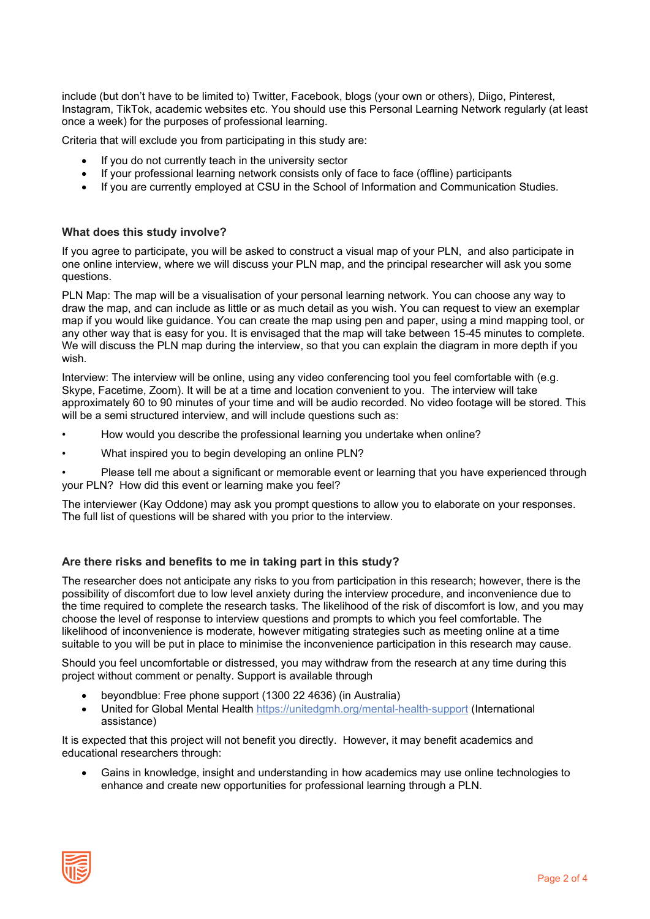include (but don't have to be limited to) Twitter, Facebook, blogs (your own or others), Diigo, Pinterest, Instagram, TikTok, academic websites etc. You should use this Personal Learning Network regularly (at least once a week) for the purposes of professional learning.

Criteria that will exclude you from participating in this study are:

- If you do not currently teach in the university sector
- If your professional learning network consists only of face to face (offline) participants
- If you are currently employed at CSU in the School of Information and Communication Studies.

### What does this study involve?

If you agree to participate, you will be asked to construct a visual map of your PLN, and also participate in one online interview, where we will discuss your PLN map, and the principal researcher will ask you some questions.

PLN Map: The map will be a visualisation of your personal learning network. You can choose any way to draw the map, and can include as little or as much detail as you wish. You can request to view an exemplar map if you would like guidance. You can create the map using pen and paper, using a mind mapping tool, or any other way that is easy for you. It is envisaged that the map will take between 15-45 minutes to complete. We will discuss the PLN map during the interview, so that you can explain the diagram in more depth if you wish.

Interview: The interview will be online, using any video conferencing tool you feel comfortable with (e.g. Skype, Facetime, Zoom). It will be at a time and location convenient to you. The interview will take approximately 60 to 90 minutes of your time and will be audio recorded. No video footage will be stored. This will be a semi structured interview, and will include questions such as:

- How would you describe the professional learning you undertake when online?
- What inspired you to begin developing an online PLN?
- Please tell me about a significant or memorable event or learning that you have experienced through your PLN? How did this event or learning make you feel?

The interviewer (Kay Oddone) may ask you prompt questions to allow you to elaborate on your responses. The full list of questions will be shared with you prior to the interview.

### Are there risks and benefits to me in taking part in this study?

The researcher does not anticipate any risks to you from participation in this research; however, there is the possibility of discomfort due to low level anxiety during the interview procedure, and inconvenience due to the time required to complete the research tasks. The likelihood of the risk of discomfort is low, and you may choose the level of response to interview questions and prompts to which you feel comfortable. The likelihood of inconvenience is moderate, however mitigating strategies such as meeting online at a time suitable to you will be put in place to minimise the inconvenience participation in this research may cause.

Should you feel uncomfortable or distressed, you may withdraw from the research at any time during this project without comment or penalty. Support is available through

- beyondblue: Free phone support (1300 22 4636) (in Australia)
- United for Global Mental Health https://unitedgmh.org/mental-health-support (International assistance)

It is expected that this project will not benefit you directly. However, it may benefit academics and educational researchers through:

- Gains in knowledge, insight and understanding in how academics may use online technologies to enhance and create new opportunities for professional learning through a PLN.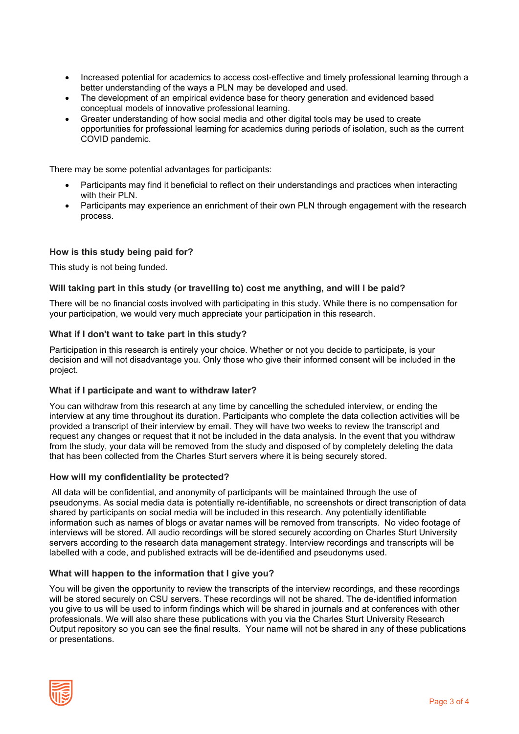- Increased potential for academics to access cost-effective and timely professional learning through a better understanding of the ways a PLN may be developed and used.
- The development of an empirical evidence base for theory generation and evidenced based conceptual models of innovative professional learning.
- Greater understanding of how social media and other digital tools may be used to create opportunities for professional learning for academics during periods of isolation, such as the current COVID pandemic.

There may be some potential advantages for participants:

- Participants may find it beneficial to reflect on their understandings and practices when interacting with their PLN.
- Participants may experience an enrichment of their own PLN through engagement with the research process.

### How is this study being paid for?

This study is not being funded.

### Will taking part in this study (or travelling to) cost me anything, and will I be paid?

There will be no financial costs involved with participating in this study. While there is no compensation for your participation, we would very much appreciate your participation in this research.

### What if I don't want to take part in this study?

Participation in this research is entirely your choice. Whether or not you decide to participate, is your decision and will not disadvantage you. Only those who give their informed consent will be included in the project.

### What if I participate and want to withdraw later?

You can withdraw from this research at any time by cancelling the scheduled interview, or ending the interview at any time throughout its duration. Participants who complete the data collection activities will be provided a transcript of their interview by email. They will have two weeks to review the transcript and request any changes or request that it not be included in the data analysis. In the event that you withdraw from the study, your data will be removed from the study and disposed of by completely deleting the data that has been collected from the Charles Sturt servers where it is being securely stored.

### How will my confidentiality be protected?

All data will be confidential, and anonymity of participants will be maintained through the use of pseudonyms. As social media data is potentially re-identifiable, no screenshots or direct transcription of data shared by participants on social media will be included in this research. Any potentially identifiable information such as names of blogs or avatar names will be removed from transcripts. No video footage of interviews will be stored. All audio recordings will be stored securely according on Charles Sturt University servers according to the research data management strategy. Interview recordings and transcripts will be labelled with a code, and published extracts will be de-identified and pseudonyms used.

### What will happen to the information that I give you?

You will be given the opportunity to review the transcripts of the interview recordings, and these recordings will be stored securely on CSU servers. These recordings will not be shared. The de-identified information you give to us will be used to inform findings which will be shared in journals and at conferences with other professionals. We will also share these publications with you via the Charles Sturt University Research Output repository so you can see the final results. Your name will not be shared in any of these publications or presentations.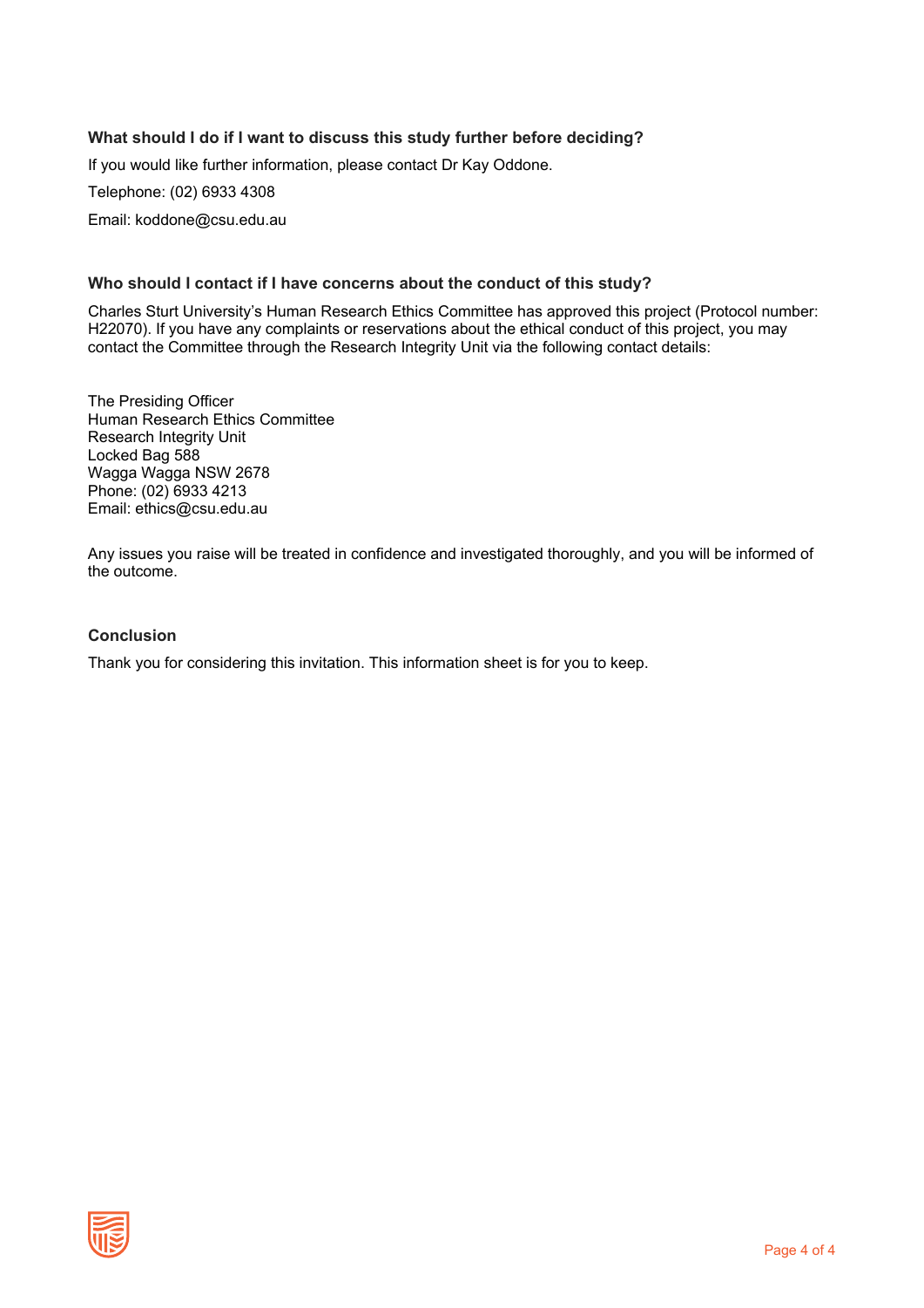### What should I do if I want to discuss this study further before deciding?

If you would like further information, please contact Dr Kay Oddone.

Telephone: (02) 6933 4308

Email: koddone@csu.edu.au

### Who should I contact if I have concerns about the conduct of this study?

Charles Sturt University's Human Research Ethics Committee has approved this project (Protocol number: H22070). If you have any complaints or reservations about the ethical conduct of this project, you may contact the Committee through the Research Integrity Unit via the following contact details:

The Presiding Officer
Human Research Ethics Committee
Research Integrity Unit
Locked Bag 588
Wagga Wagga NSW 2678
Phone: (02) 6933 4213
Email: ethics@csu.edu.au

Any issues you raise will be treated in confidence and investigated thoroughly, and you will be informed of the outcome.

### Conclusion

Thank you for considering this invitation. This information sheet is for you to keep.